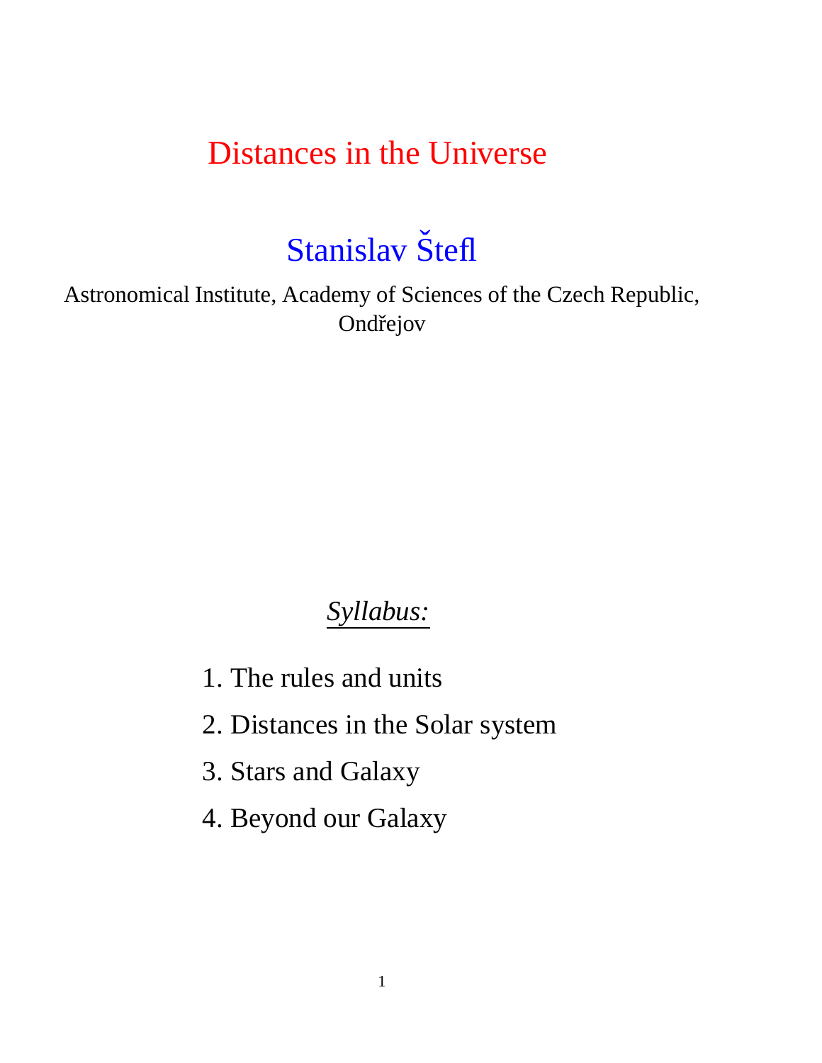# Distances in the Universe

## Stanislav Štefl

Astronomical Institute, Academy of Sciences of the Czech Republic, Ondřejov

*Syllabus:*

1. The rules and units
2. Distances in the Solar system
3. Stars and Galaxy
4. Beyond our Galaxy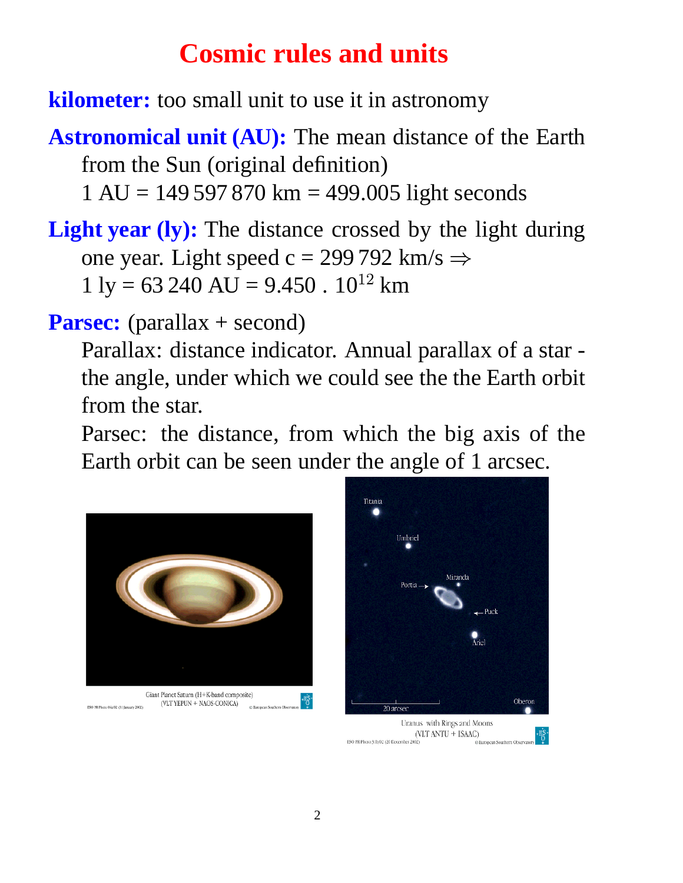# Cosmic rules and units

**kilometer:** too small unit to use it in astronomy

**Astronomical unit (AU):** The mean distance of the Earth from the Sun (original definition)
1 AU = 149 597 870 km = 499.005 light seconds

**Light year (ly):** The distance crossed by the light during one year. Light speed c = 299 792 km/s $\Rightarrow$
1 ly = 63 240 AU = $9.450 \cdot 10^{12}$ km

**Parsec:** (parallax + second)
Parallax: distance indicator. Annual parallax of a star - the angle, under which we could see the the Earth orbit from the star.
Parsec: the distance, from which the big axis of the Earth orbit can be seen under the angle of 1 arcsec.

Giant Planet Saturn (H+K-band composite) (VLT YEPUN + NAOS-CONICA)

Uranus with Rings and Moons (VLT ANTU + ISAAC)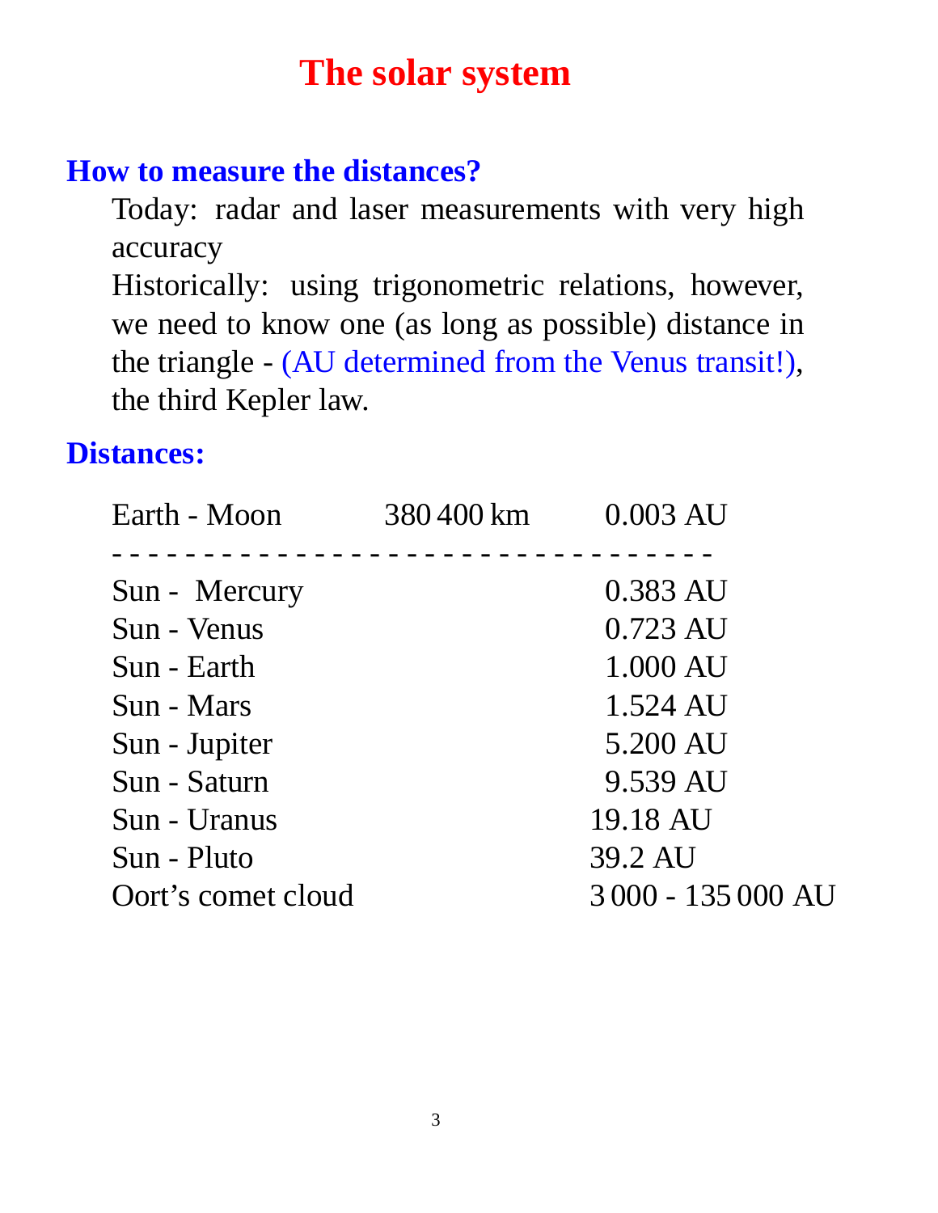# The solar system

## How to measure the distances?

Today: radar and laser measurements with very high accuracy

Historically: using trigonometric relations, however, we need to know one (as long as possible) distance in the triangle - (AU determined from the Venus transit!), the third Kepler law.

## Distances:

| | | |
|---|---|---|
| Earth - Moon | 380 400 km | 0.003 AU |
| Sun - Mercury | | 0.383 AU |
| Sun - Venus | | 0.723 AU |
| Sun - Earth | | 1.000 AU |
| Sun - Mars | | 1.524 AU |
| Sun - Jupiter | | 5.200 AU |
| Sun - Saturn | | 9.539 AU |
| Sun - Uranus | | 19.18 AU |
| Sun - Pluto | | 39.2 AU |
| Oort's comet cloud | | 3 000 - 135 000 AU |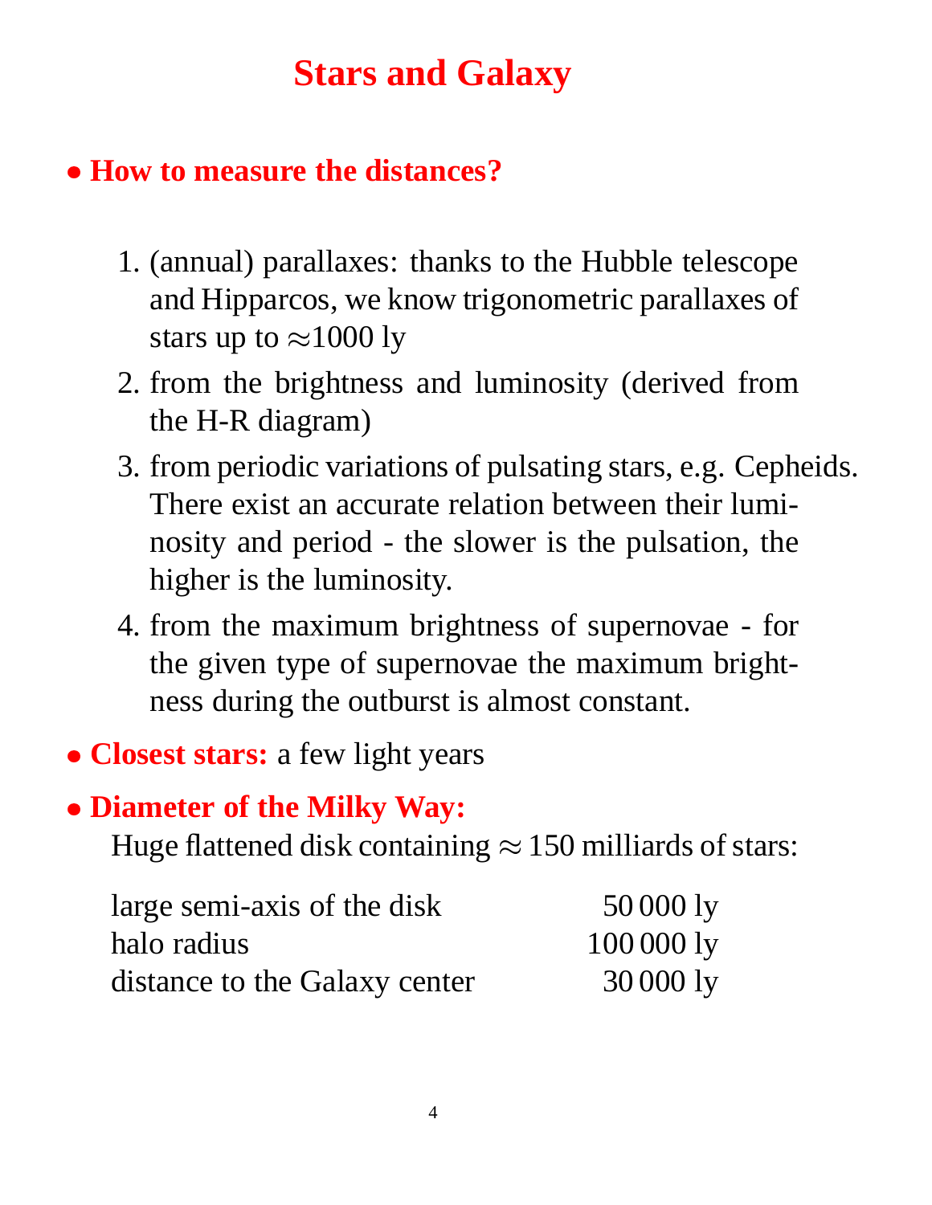# Stars and Galaxy

- **How to measure the distances?**

  1. (annual) parallaxes: thanks to the Hubble telescope and Hipparcos, we know trigonometric parallaxes of stars up to $\approx$1000 ly
  2. from the brightness and luminosity (derived from the H-R diagram)
  3. from periodic variations of pulsating stars, e.g. Cepheids. There exist an accurate relation between their luminosity and period - the slower is the pulsation, the higher is the luminosity.
  4. from the maximum brightness of supernovae - for the given type of supernovae the maximum brightness during the outburst is almost constant.

- **Closest stars:** a few light years

- **Diameter of the Milky Way:**

  Huge flattened disk containing $\approx$ 150 milliards of stars:

| | |
|---|---|
| large semi-axis of the disk | 50 000 ly |
| halo radius | 100 000 ly |
| distance to the Galaxy center | 30 000 ly |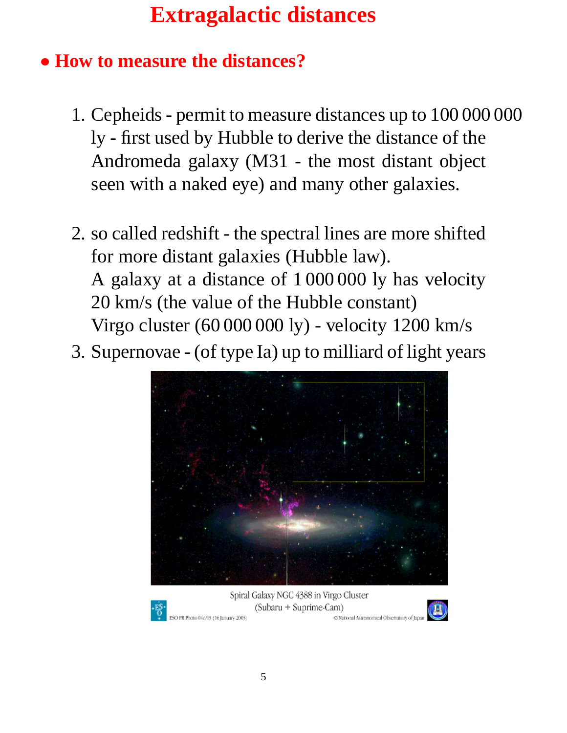# Extragalactic distances

- **How to measure the distances?**

1. Cepheids - permit to measure distances up to 100 000 000 ly - first used by Hubble to derive the distance of the Andromeda galaxy (M31 - the most distant object seen with a naked eye) and many other galaxies.

2. so called redshift - the spectral lines are more shifted for more distant galaxies (Hubble law).
   A galaxy at a distance of 1 000 000 ly has velocity 20 km/s (the value of the Hubble constant)
   Virgo cluster (60 000 000 ly) - velocity 1200 km/s

3. Supernovae - (of type Ia) up to milliard of light years

Spiral Galaxy NGC 4388 in Virgo Cluster
(Subaru + Suprime-Cam)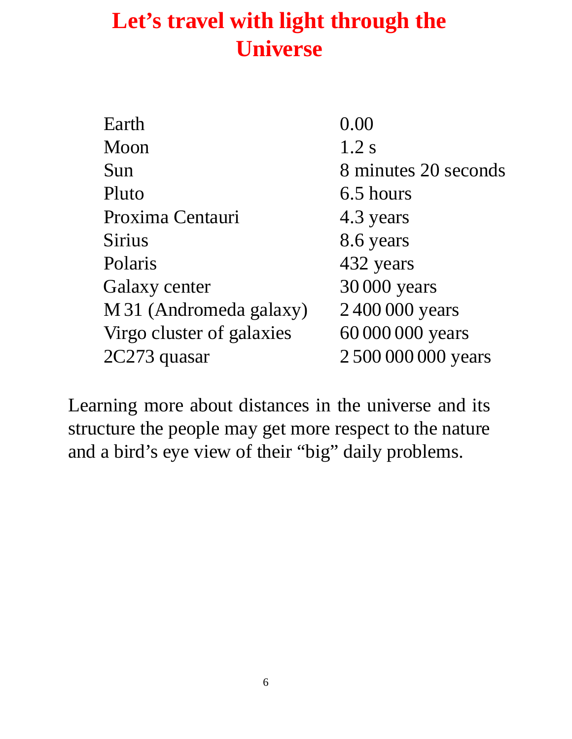# Let's travel with light through the Universe

| | |
|---|---|
| Earth | 0.00 |
| Moon | 1.2 s |
| Sun | 8 minutes 20 seconds |
| Pluto | 6.5 hours |
| Proxima Centauri | 4.3 years |
| Sirius | 8.6 years |
| Polaris | 432 years |
| Galaxy center | 30 000 years |
| M 31 (Andromeda galaxy) | 2 400 000 years |
| Virgo cluster of galaxies | 60 000 000 years |
| 2C273 quasar | 2 500 000 000 years |

Learning more about distances in the universe and its structure the people may get more respect to the nature and a bird's eye view of their "big" daily problems.